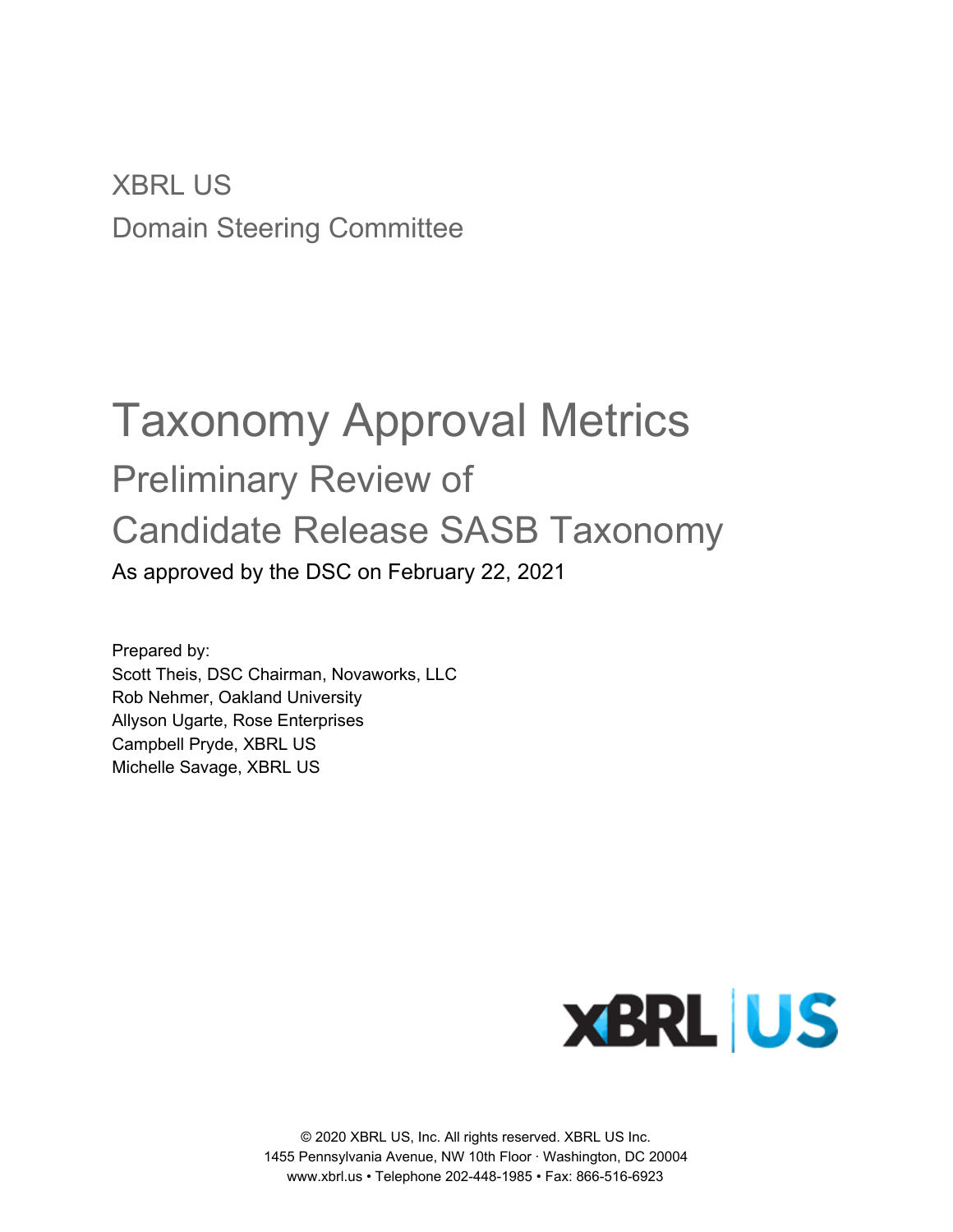XBRL US

Domain Steering Committee

# Taxonomy Approval Metrics

## Preliminary Review of

## Candidate Release SASB Taxonomy

As approved by the DSC on February 22, 2021

Prepared by:
Scott Theis, DSC Chairman, Novaworks, LLC
Rob Nehmer, Oakland University
Allyson Ugarte, Rose Enterprises
Campbell Pryde, XBRL US
Michelle Savage, XBRL US

© 2020 XBRL US, Inc. All rights reserved. XBRL US Inc.
1455 Pennsylvania Avenue, NW 10th Floor · Washington, DC 20004
www.xbrl.us • Telephone 202-448-1985 • Fax: 866-516-6923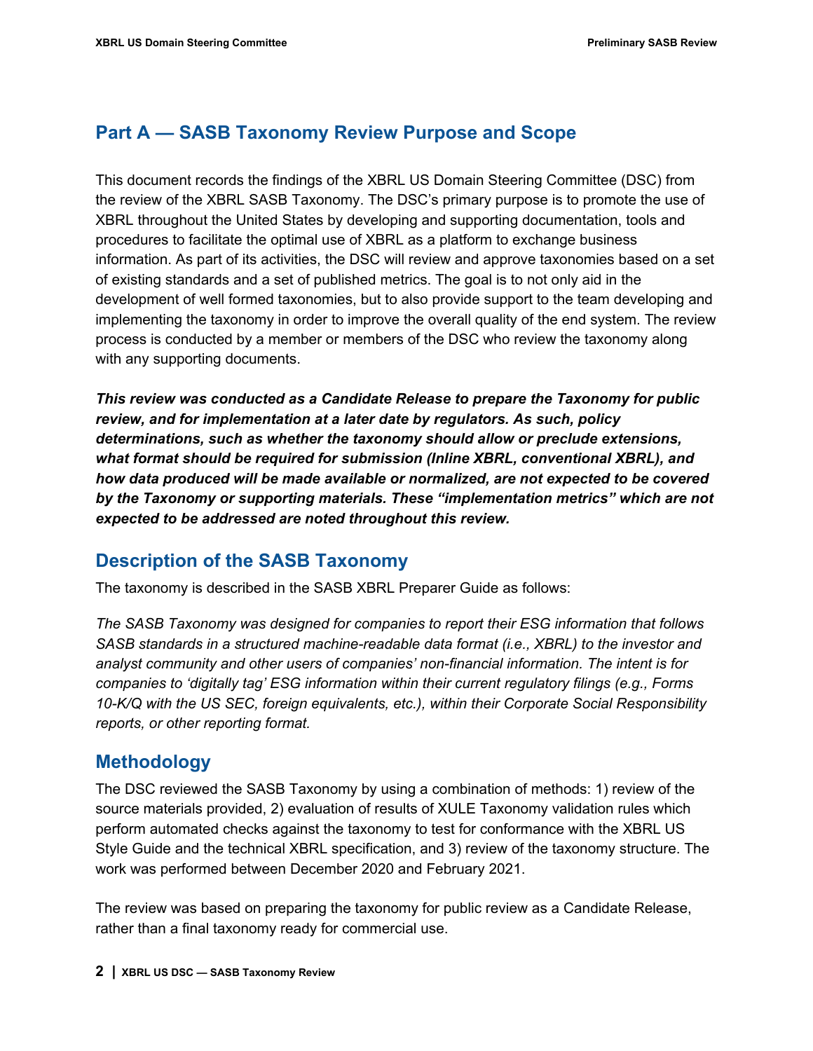## Part A — SASB Taxonomy Review Purpose and Scope

This document records the findings of the XBRL US Domain Steering Committee (DSC) from the review of the XBRL SASB Taxonomy. The DSC's primary purpose is to promote the use of XBRL throughout the United States by developing and supporting documentation, tools and procedures to facilitate the optimal use of XBRL as a platform to exchange business information. As part of its activities, the DSC will review and approve taxonomies based on a set of existing standards and a set of published metrics. The goal is to not only aid in the development of well formed taxonomies, but to also provide support to the team developing and implementing the taxonomy in order to improve the overall quality of the end system. The review process is conducted by a member or members of the DSC who review the taxonomy along with any supporting documents.

***This review was conducted as a Candidate Release to prepare the Taxonomy for public review, and for implementation at a later date by regulators. As such, policy determinations, such as whether the taxonomy should allow or preclude extensions, what format should be required for submission (Inline XBRL, conventional XBRL), and how data produced will be made available or normalized, are not expected to be covered by the Taxonomy or supporting materials. These "implementation metrics" which are not expected to be addressed are noted throughout this review.***

### Description of the SASB Taxonomy

The taxonomy is described in the SASB XBRL Preparer Guide as follows:

*The SASB Taxonomy was designed for companies to report their ESG information that follows SASB standards in a structured machine-readable data format (i.e., XBRL) to the investor and analyst community and other users of companies' non-financial information. The intent is for companies to 'digitally tag' ESG information within their current regulatory filings (e.g., Forms 10-K/Q with the US SEC, foreign equivalents, etc.), within their Corporate Social Responsibility reports, or other reporting format.*

### Methodology

The DSC reviewed the SASB Taxonomy by using a combination of methods: 1) review of the source materials provided, 2) evaluation of results of XULE Taxonomy validation rules which perform automated checks against the taxonomy to test for conformance with the XBRL US Style Guide and the technical XBRL specification, and 3) review of the taxonomy structure. The work was performed between December 2020 and February 2021.

The review was based on preparing the taxonomy for public review as a Candidate Release, rather than a final taxonomy ready for commercial use.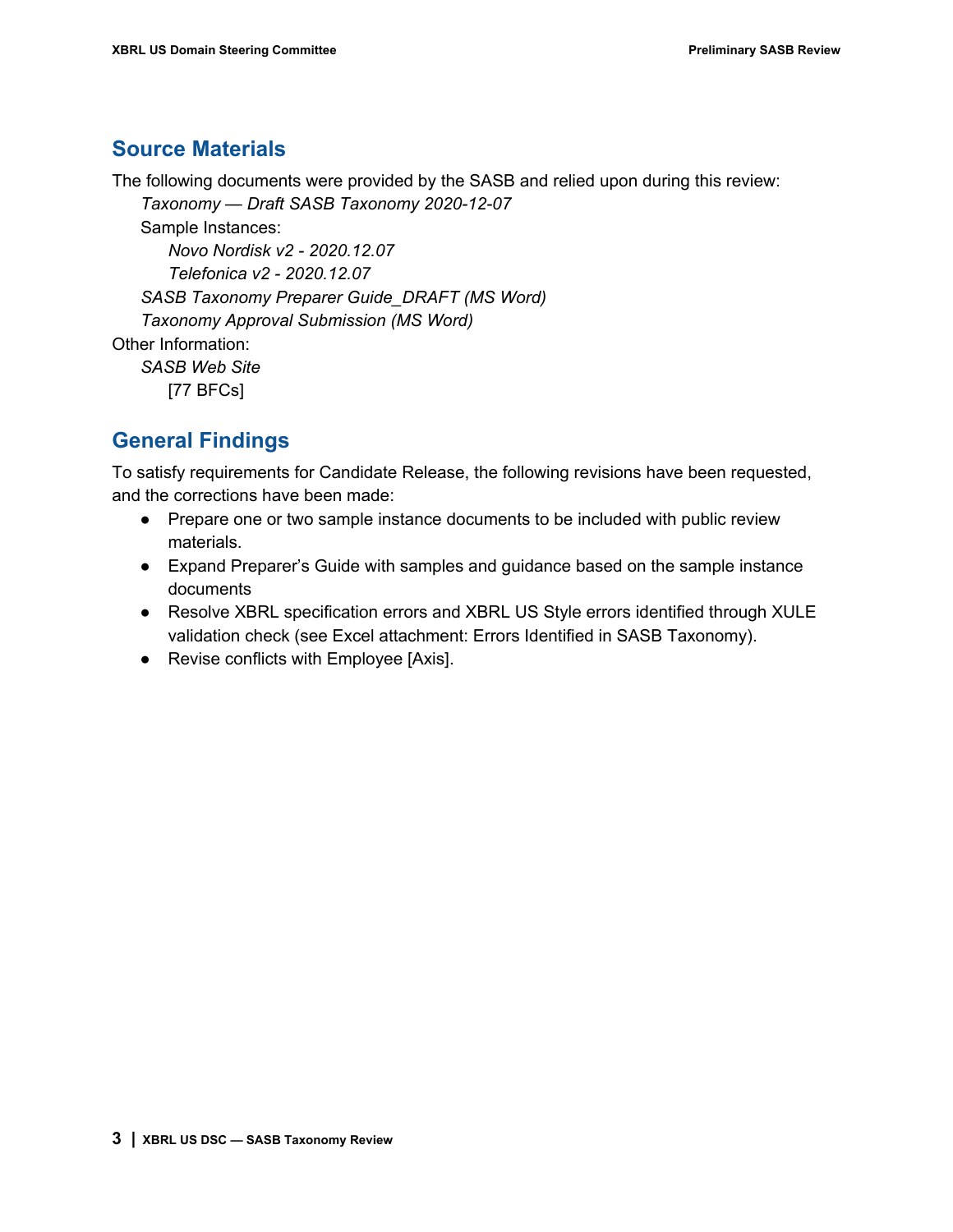## Source Materials

The following documents were provided by the SASB and relied upon during this review:

*Taxonomy — Draft SASB Taxonomy 2020-12-07*

Sample Instances:

*Novo Nordisk v2 - 2020.12.07*

*Telefonica v2 - 2020.12.07*

*SASB Taxonomy Preparer Guide_DRAFT (MS Word)*

*Taxonomy Approval Submission (MS Word)*

Other Information:

*SASB Web Site*

[77 BFCs]

## General Findings

To satisfy requirements for Candidate Release, the following revisions have been requested, and the corrections have been made:

- Prepare one or two sample instance documents to be included with public review materials.
- Expand Preparer's Guide with samples and guidance based on the sample instance documents
- Resolve XBRL specification errors and XBRL US Style errors identified through XULE validation check (see Excel attachment: Errors Identified in SASB Taxonomy).
- Revise conflicts with Employee [Axis].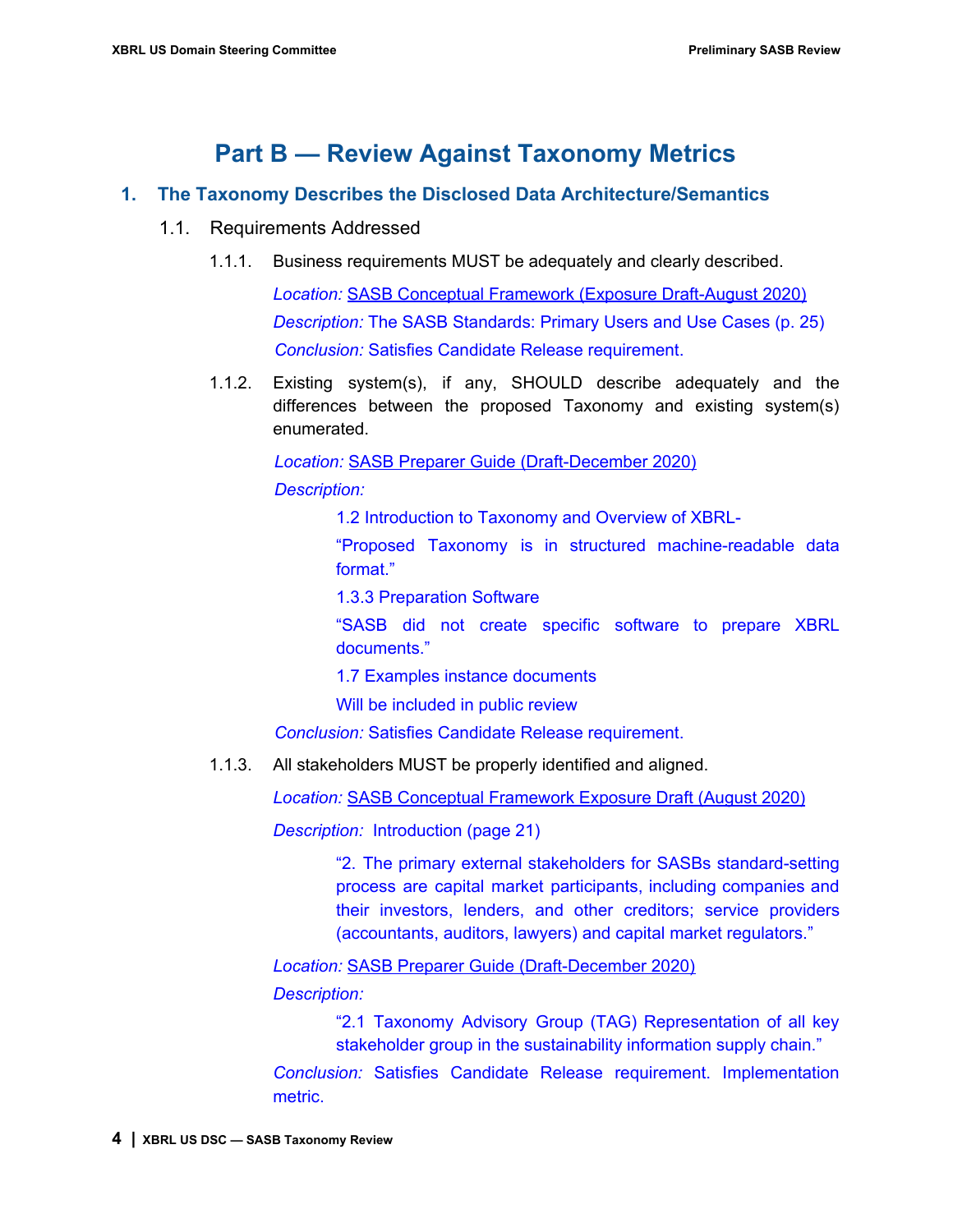# Part B — Review Against Taxonomy Metrics

## 1. The Taxonomy Describes the Disclosed Data Architecture/Semantics

### 1.1. Requirements Addressed

1.1.1. Business requirements MUST be adequately and clearly described.

*Location:* SASB Conceptual Framework (Exposure Draft-August 2020)

*Description:* The SASB Standards: Primary Users and Use Cases (p. 25)

*Conclusion:* Satisfies Candidate Release requirement.

1.1.2. Existing system(s), if any, SHOULD describe adequately and the differences between the proposed Taxonomy and existing system(s) enumerated.

*Location:* SASB Preparer Guide (Draft-December 2020)

*Description:*

> 1.2 Introduction to Taxonomy and Overview of XBRL-
>
> "Proposed Taxonomy is in structured machine-readable data format."
>
> 1.3.3 Preparation Software
>
> "SASB did not create specific software to prepare XBRL documents."
>
> 1.7 Examples instance documents
>
> Will be included in public review

*Conclusion:* Satisfies Candidate Release requirement.

1.1.3. All stakeholders MUST be properly identified and aligned.

*Location:* SASB Conceptual Framework Exposure Draft (August 2020)

*Description:* Introduction (page 21)

> "2. The primary external stakeholders for SASBs standard-setting process are capital market participants, including companies and their investors, lenders, and other creditors; service providers (accountants, auditors, lawyers) and capital market regulators."

*Location:* SASB Preparer Guide (Draft-December 2020)

*Description:*

> "2.1 Taxonomy Advisory Group (TAG) Representation of all key stakeholder group in the sustainability information supply chain."

*Conclusion:* Satisfies Candidate Release requirement. Implementation metric.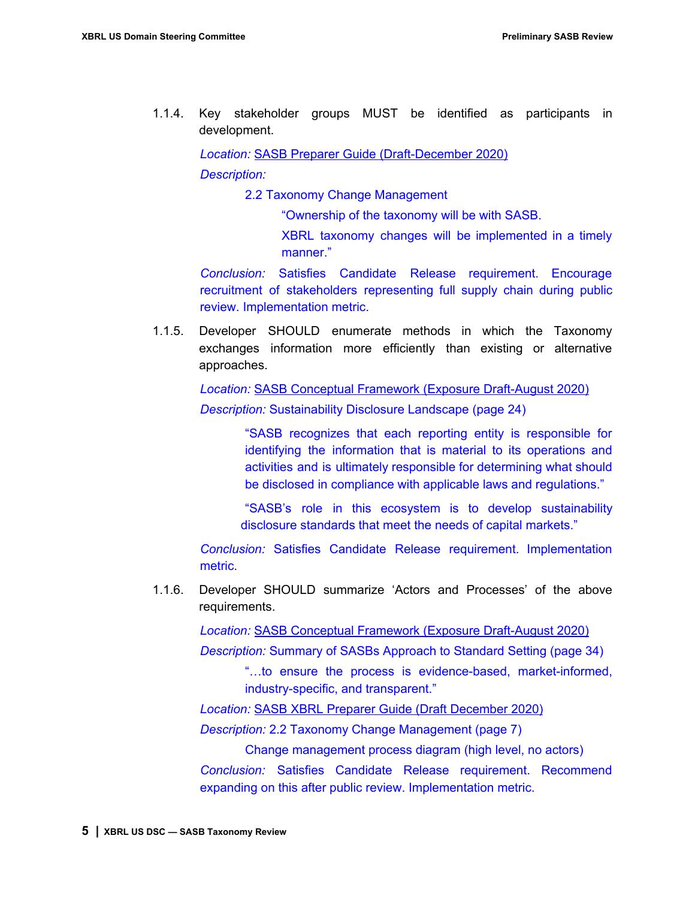1.1.4. Key stakeholder groups MUST be identified as participants in development.

*Location:* SASB Preparer Guide (Draft-December 2020)

*Description:*

> 2.2 Taxonomy Change Management
>
> > "Ownership of the taxonomy will be with SASB.
> >
> > XBRL taxonomy changes will be implemented in a timely manner."

*Conclusion:* Satisfies Candidate Release requirement. Encourage recruitment of stakeholders representing full supply chain during public review. Implementation metric.

1.1.5. Developer SHOULD enumerate methods in which the Taxonomy exchanges information more efficiently than existing or alternative approaches.

*Location:* SASB Conceptual Framework (Exposure Draft-August 2020)

*Description:* Sustainability Disclosure Landscape (page 24)

> "SASB recognizes that each reporting entity is responsible for identifying the information that is material to its operations and activities and is ultimately responsible for determining what should be disclosed in compliance with applicable laws and regulations."
>
> "SASB's role in this ecosystem is to develop sustainability disclosure standards that meet the needs of capital markets."

*Conclusion:* Satisfies Candidate Release requirement. Implementation metric.

1.1.6. Developer SHOULD summarize 'Actors and Processes' of the above requirements.

*Location:* SASB Conceptual Framework (Exposure Draft-August 2020)

*Description:* Summary of SASBs Approach to Standard Setting (page 34)

> "…to ensure the process is evidence-based, market-informed, industry-specific, and transparent."

*Location:* SASB XBRL Preparer Guide (Draft December 2020)

*Description:* 2.2 Taxonomy Change Management (page 7)

> Change management process diagram (high level, no actors)

*Conclusion:* Satisfies Candidate Release requirement. Recommend expanding on this after public review. Implementation metric.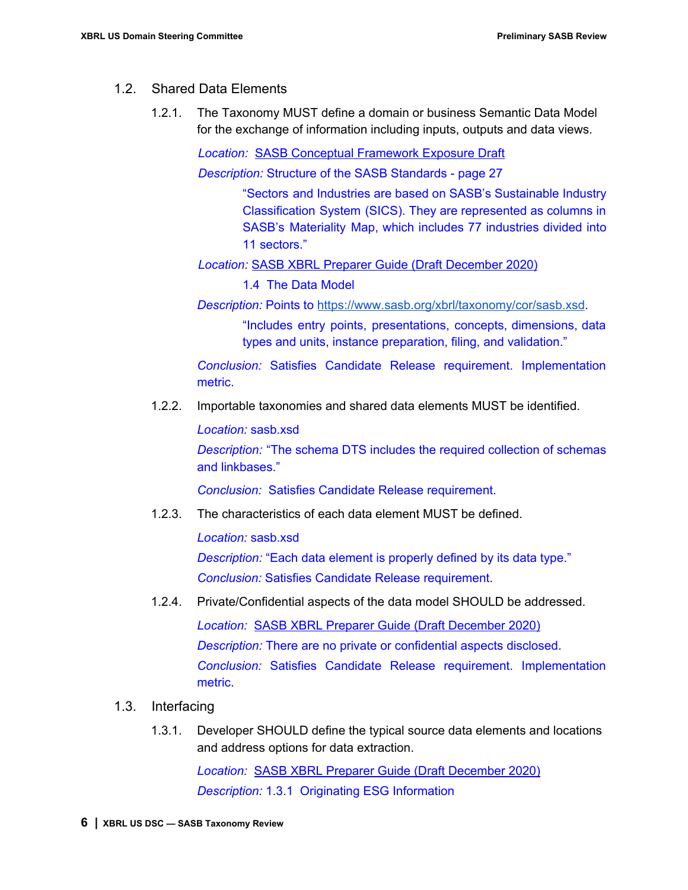### 1.2. Shared Data Elements

1.2.1. The Taxonomy MUST define a domain or business Semantic Data Model for the exchange of information including inputs, outputs and data views.

*Location:* [SASB Conceptual Framework Exposure Draft]

*Description:* Structure of the SASB Standards - page 27

> "Sectors and Industries are based on SASB's Sustainable Industry Classification System (SICS). They are represented as columns in SASB's Materiality Map, which includes 77 industries divided into 11 sectors."

*Location:* [SASB XBRL Preparer Guide (Draft December 2020)]

> 1.4 The Data Model

*Description:* Points to https://www.sasb.org/xbrl/taxonomy/cor/sasb.xsd.

> "Includes entry points, presentations, concepts, dimensions, data types and units, instance preparation, filing, and validation."

*Conclusion:* Satisfies Candidate Release requirement. Implementation metric.

1.2.2. Importable taxonomies and shared data elements MUST be identified.

*Location:* sasb.xsd

*Description:* "The schema DTS includes the required collection of schemas and linkbases."

*Conclusion:* Satisfies Candidate Release requirement.

1.2.3. The characteristics of each data element MUST be defined.

*Location:* sasb.xsd

*Description:* "Each data element is properly defined by its data type."

*Conclusion:* Satisfies Candidate Release requirement.

1.2.4. Private/Confidential aspects of the data model SHOULD be addressed.

*Location:* [SASB XBRL Preparer Guide (Draft December 2020)]

*Description:* There are no private or confidential aspects disclosed.

*Conclusion:* Satisfies Candidate Release requirement. Implementation metric.

### 1.3. Interfacing

1.3.1. Developer SHOULD define the typical source data elements and locations and address options for data extraction.

*Location:* [SASB XBRL Preparer Guide (Draft December 2020)]

*Description:* 1.3.1 Originating ESG Information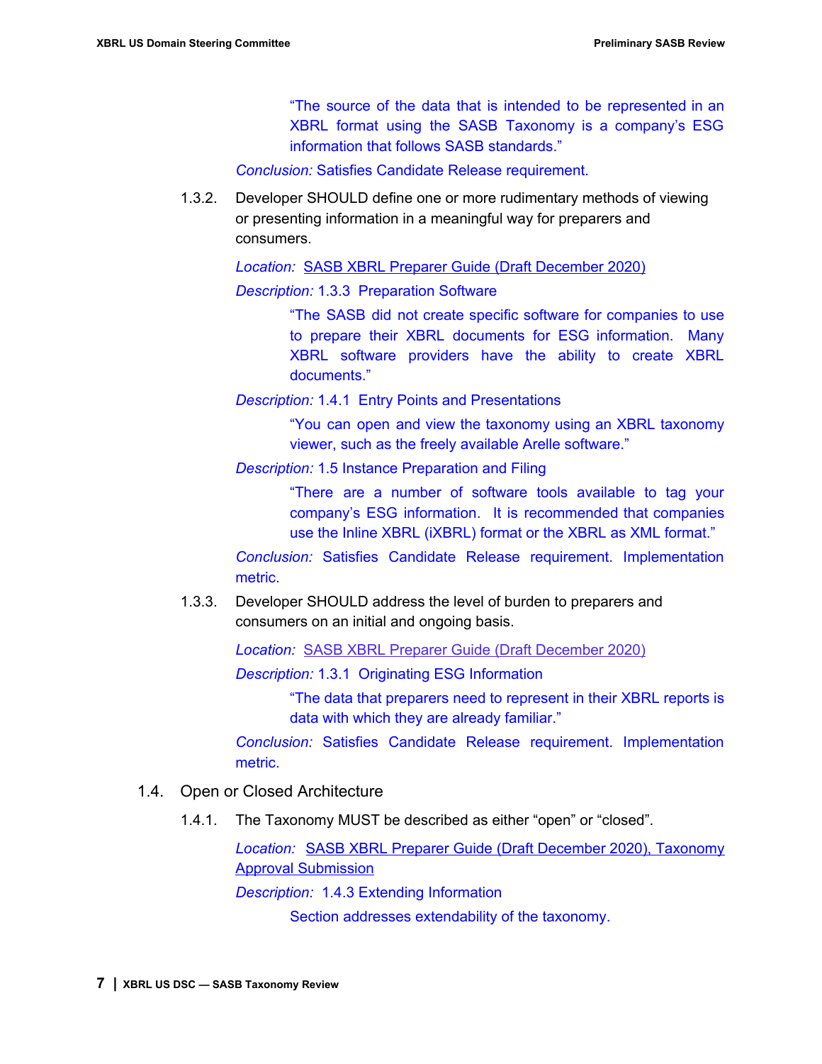"The source of the data that is intended to be represented in an XBRL format using the SASB Taxonomy is a company's ESG information that follows SASB standards."

*Conclusion:* Satisfies Candidate Release requirement.

1.3.2. Developer SHOULD define one or more rudimentary methods of viewing or presenting information in a meaningful way for preparers and consumers.

*Location:* SASB XBRL Preparer Guide (Draft December 2020)

*Description:* 1.3.3 Preparation Software

> "The SASB did not create specific software for companies to use to prepare their XBRL documents for ESG information. Many XBRL software providers have the ability to create XBRL documents."

*Description:* 1.4.1 Entry Points and Presentations

> "You can open and view the taxonomy using an XBRL taxonomy viewer, such as the freely available Arelle software."

*Description:* 1.5 Instance Preparation and Filing

> "There are a number of software tools available to tag your company's ESG information. It is recommended that companies use the Inline XBRL (iXBRL) format or the XBRL as XML format."

*Conclusion:* Satisfies Candidate Release requirement. Implementation metric.

1.3.3. Developer SHOULD address the level of burden to preparers and consumers on an initial and ongoing basis.

*Location:* SASB XBRL Preparer Guide (Draft December 2020)

*Description:* 1.3.1 Originating ESG Information

> "The data that preparers need to represent in their XBRL reports is data with which they are already familiar."

*Conclusion:* Satisfies Candidate Release requirement. Implementation metric.

1.4. Open or Closed Architecture

1.4.1. The Taxonomy MUST be described as either "open" or "closed".

*Location:* SASB XBRL Preparer Guide (Draft December 2020), Taxonomy Approval Submission

*Description:* 1.4.3 Extending Information

> Section addresses extendability of the taxonomy.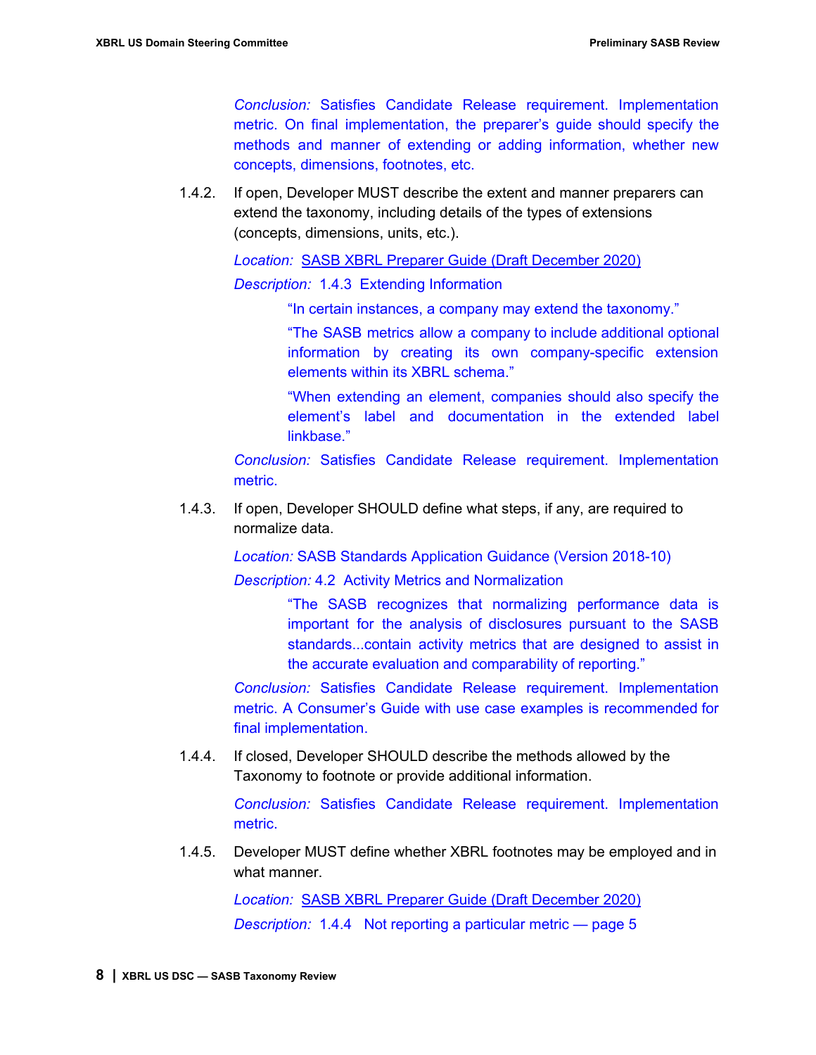*Conclusion:* Satisfies Candidate Release requirement. Implementation metric. On final implementation, the preparer's guide should specify the methods and manner of extending or adding information, whether new concepts, dimensions, footnotes, etc.

1.4.2. If open, Developer MUST describe the extent and manner preparers can extend the taxonomy, including details of the types of extensions (concepts, dimensions, units, etc.).

*Location:* [SASB XBRL Preparer Guide (Draft December 2020)]()

*Description:* 1.4.3 Extending Information

> "In certain instances, a company may extend the taxonomy."
>
> "The SASB metrics allow a company to include additional optional information by creating its own company-specific extension elements within its XBRL schema."
>
> "When extending an element, companies should also specify the element's label and documentation in the extended label linkbase."

*Conclusion:* Satisfies Candidate Release requirement. Implementation metric.

1.4.3. If open, Developer SHOULD define what steps, if any, are required to normalize data.

*Location:* SASB Standards Application Guidance (Version 2018-10)

*Description:* 4.2 Activity Metrics and Normalization

> "The SASB recognizes that normalizing performance data is important for the analysis of disclosures pursuant to the SASB standards...contain activity metrics that are designed to assist in the accurate evaluation and comparability of reporting."

*Conclusion:* Satisfies Candidate Release requirement. Implementation metric. A Consumer's Guide with use case examples is recommended for final implementation.

1.4.4. If closed, Developer SHOULD describe the methods allowed by the Taxonomy to footnote or provide additional information.

*Conclusion:* Satisfies Candidate Release requirement. Implementation metric.

1.4.5. Developer MUST define whether XBRL footnotes may be employed and in what manner.

*Location:* [SASB XBRL Preparer Guide (Draft December 2020)]()

*Description:* 1.4.4 Not reporting a particular metric — page 5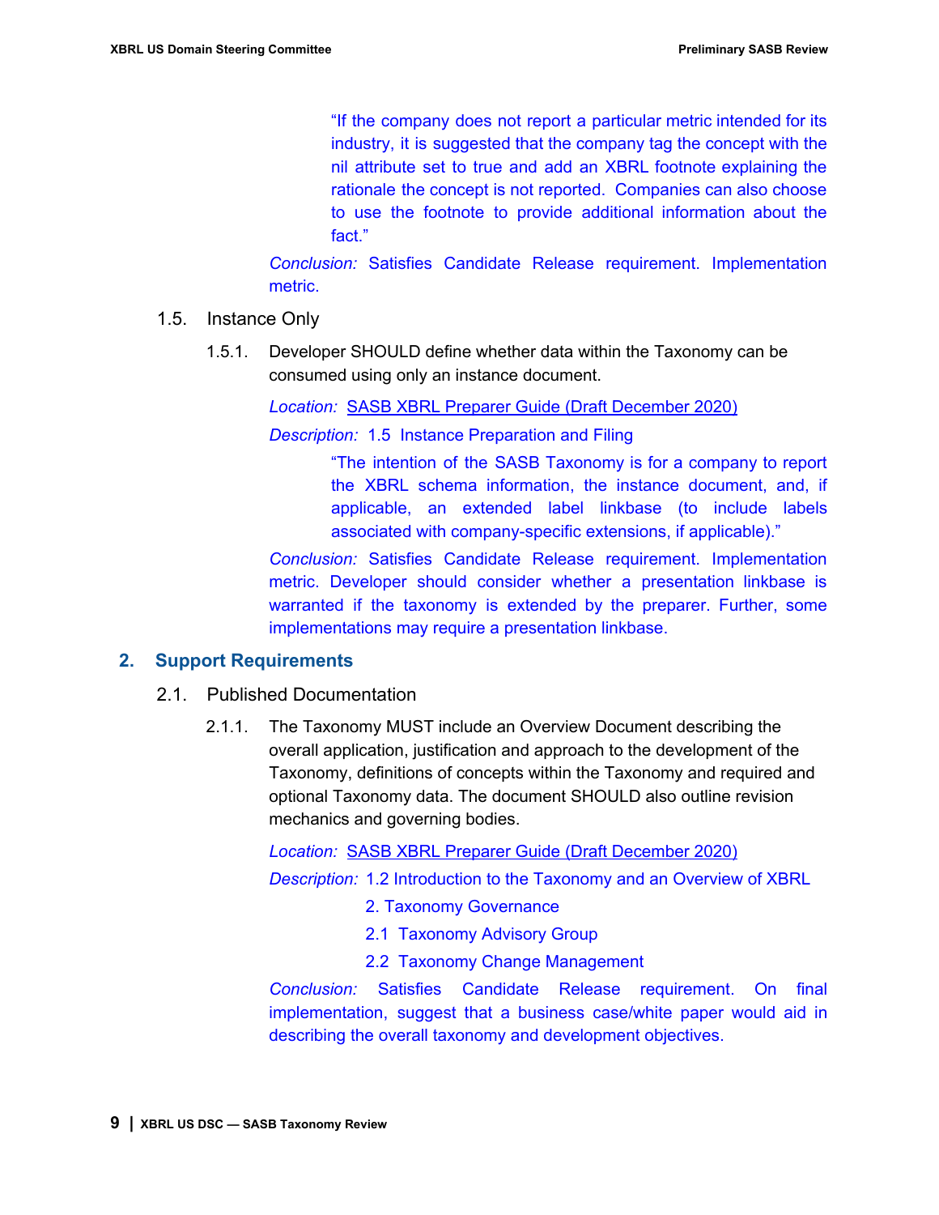> "If the company does not report a particular metric intended for its industry, it is suggested that the company tag the concept with the nil attribute set to true and add an XBRL footnote explaining the rationale the concept is not reported. Companies can also choose to use the footnote to provide additional information about the fact."

*Conclusion:* Satisfies Candidate Release requirement. Implementation metric.

### 1.5. Instance Only

1.5.1. Developer SHOULD define whether data within the Taxonomy can be consumed using only an instance document.

*Location:* SASB XBRL Preparer Guide (Draft December 2020)

*Description:* 1.5 Instance Preparation and Filing

> "The intention of the SASB Taxonomy is for a company to report the XBRL schema information, the instance document, and, if applicable, an extended label linkbase (to include labels associated with company-specific extensions, if applicable)."

*Conclusion:* Satisfies Candidate Release requirement. Implementation metric. Developer should consider whether a presentation linkbase is warranted if the taxonomy is extended by the preparer. Further, some implementations may require a presentation linkbase.

## 2. Support Requirements

### 2.1. Published Documentation

2.1.1. The Taxonomy MUST include an Overview Document describing the overall application, justification and approach to the development of the Taxonomy, definitions of concepts within the Taxonomy and required and optional Taxonomy data. The document SHOULD also outline revision mechanics and governing bodies.

*Location:* SASB XBRL Preparer Guide (Draft December 2020)

*Description:* 1.2 Introduction to the Taxonomy and an Overview of XBRL

2. Taxonomy Governance

2.1 Taxonomy Advisory Group

2.2 Taxonomy Change Management

*Conclusion:* Satisfies Candidate Release requirement. On final implementation, suggest that a business case/white paper would aid in describing the overall taxonomy and development objectives.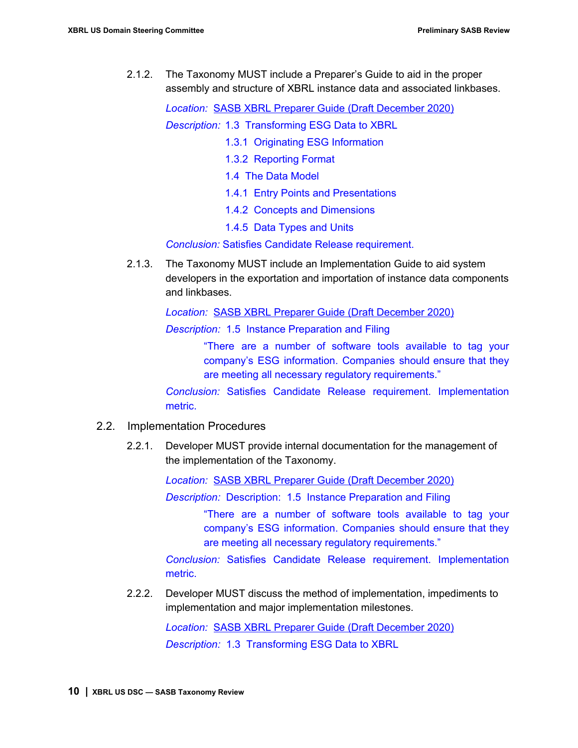2.1.2. The Taxonomy MUST include a Preparer's Guide to aid in the proper assembly and structure of XBRL instance data and associated linkbases.

*Location:* [SASB XBRL Preparer Guide (Draft December 2020)]()

*Description:* 1.3 Transforming ESG Data to XBRL

1.3.1 Originating ESG Information

1.3.2 Reporting Format

1.4 The Data Model

1.4.1 Entry Points and Presentations

1.4.2 Concepts and Dimensions

1.4.5 Data Types and Units

*Conclusion:* Satisfies Candidate Release requirement.

2.1.3. The Taxonomy MUST include an Implementation Guide to aid system developers in the exportation and importation of instance data components and linkbases.

*Location:* [SASB XBRL Preparer Guide (Draft December 2020)]()

*Description:* 1.5 Instance Preparation and Filing

> "There are a number of software tools available to tag your company's ESG information. Companies should ensure that they are meeting all necessary regulatory requirements."

*Conclusion:* Satisfies Candidate Release requirement. Implementation metric.

2.2. Implementation Procedures

2.2.1. Developer MUST provide internal documentation for the management of the implementation of the Taxonomy.

*Location:* [SASB XBRL Preparer Guide (Draft December 2020)]()

*Description:* Description: 1.5 Instance Preparation and Filing

> "There are a number of software tools available to tag your company's ESG information. Companies should ensure that they are meeting all necessary regulatory requirements."

*Conclusion:* Satisfies Candidate Release requirement. Implementation metric.

2.2.2. Developer MUST discuss the method of implementation, impediments to implementation and major implementation milestones.

*Location:* [SASB XBRL Preparer Guide (Draft December 2020)]()

*Description:* 1.3 Transforming ESG Data to XBRL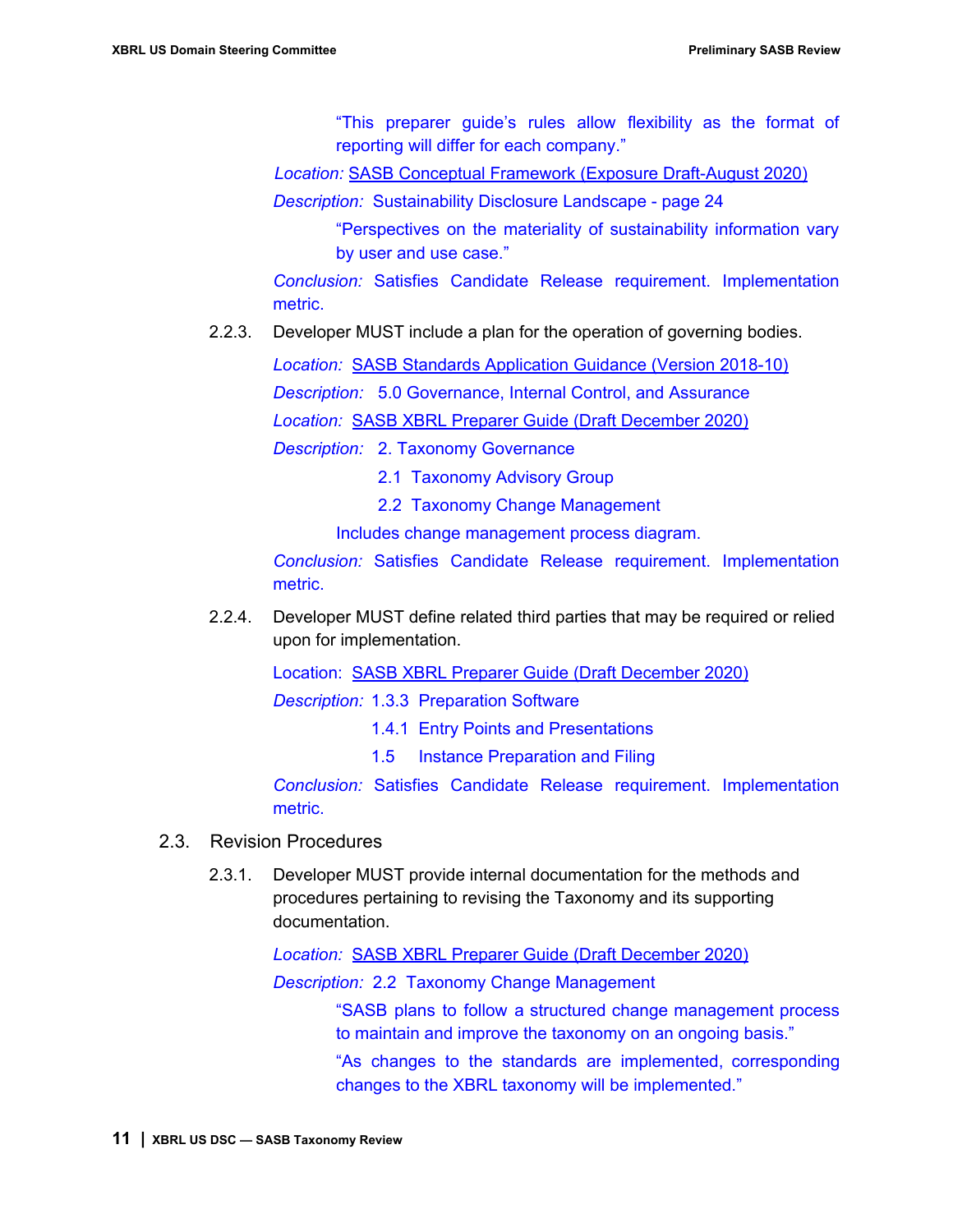"This preparer guide's rules allow flexibility as the format of reporting will differ for each company."

*Location:* SASB Conceptual Framework (Exposure Draft-August 2020)

*Description:* Sustainability Disclosure Landscape - page 24

"Perspectives on the materiality of sustainability information vary by user and use case."

*Conclusion:* Satisfies Candidate Release requirement. Implementation metric.

2.2.3. Developer MUST include a plan for the operation of governing bodies.

*Location:* SASB Standards Application Guidance (Version 2018-10)

*Description:* 5.0 Governance, Internal Control, and Assurance

*Location:* SASB XBRL Preparer Guide (Draft December 2020)

*Description:* 2. Taxonomy Governance

2.1 Taxonomy Advisory Group

2.2 Taxonomy Change Management

Includes change management process diagram.

*Conclusion:* Satisfies Candidate Release requirement. Implementation metric.

2.2.4. Developer MUST define related third parties that may be required or relied upon for implementation.

Location: SASB XBRL Preparer Guide (Draft December 2020)

*Description:* 1.3.3 Preparation Software

1.4.1 Entry Points and Presentations

1.5 Instance Preparation and Filing

*Conclusion:* Satisfies Candidate Release requirement. Implementation metric.

2.3. Revision Procedures

2.3.1. Developer MUST provide internal documentation for the methods and procedures pertaining to revising the Taxonomy and its supporting documentation.

*Location:* SASB XBRL Preparer Guide (Draft December 2020)

*Description:* 2.2 Taxonomy Change Management

"SASB plans to follow a structured change management process to maintain and improve the taxonomy on an ongoing basis."

"As changes to the standards are implemented, corresponding changes to the XBRL taxonomy will be implemented."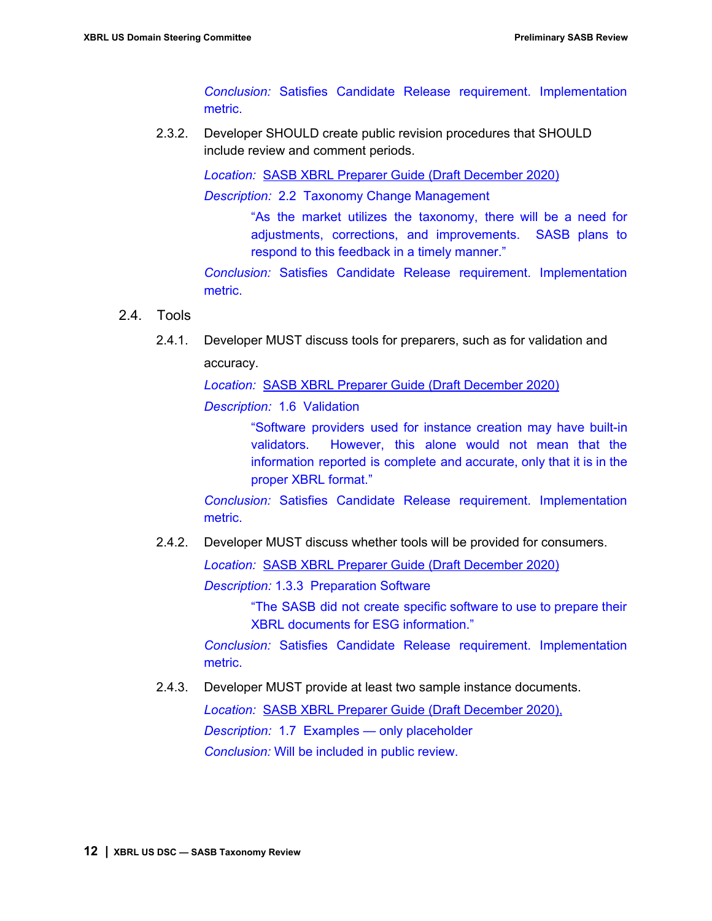*Conclusion:* Satisfies Candidate Release requirement. Implementation metric.

2.3.2. Developer SHOULD create public revision procedures that SHOULD include review and comment periods.

*Location:* [SASB XBRL Preparer Guide (Draft December 2020)]()

*Description:* 2.2 Taxonomy Change Management

> "As the market utilizes the taxonomy, there will be a need for adjustments, corrections, and improvements. SASB plans to respond to this feedback in a timely manner."

*Conclusion:* Satisfies Candidate Release requirement. Implementation metric.

## 2.4. Tools

2.4.1. Developer MUST discuss tools for preparers, such as for validation and accuracy.

*Location:* [SASB XBRL Preparer Guide (Draft December 2020)]()

*Description:* 1.6 Validation

> "Software providers used for instance creation may have built-in validators. However, this alone would not mean that the information reported is complete and accurate, only that it is in the proper XBRL format."

*Conclusion:* Satisfies Candidate Release requirement. Implementation metric.

2.4.2. Developer MUST discuss whether tools will be provided for consumers.

*Location:* [SASB XBRL Preparer Guide (Draft December 2020)]()

*Description:* 1.3.3 Preparation Software

> "The SASB did not create specific software to use to prepare their XBRL documents for ESG information."

*Conclusion:* Satisfies Candidate Release requirement. Implementation metric.

2.4.3. Developer MUST provide at least two sample instance documents.

*Location:* [SASB XBRL Preparer Guide (Draft December 2020),]()

*Description:* 1.7 Examples — only placeholder

*Conclusion:* Will be included in public review.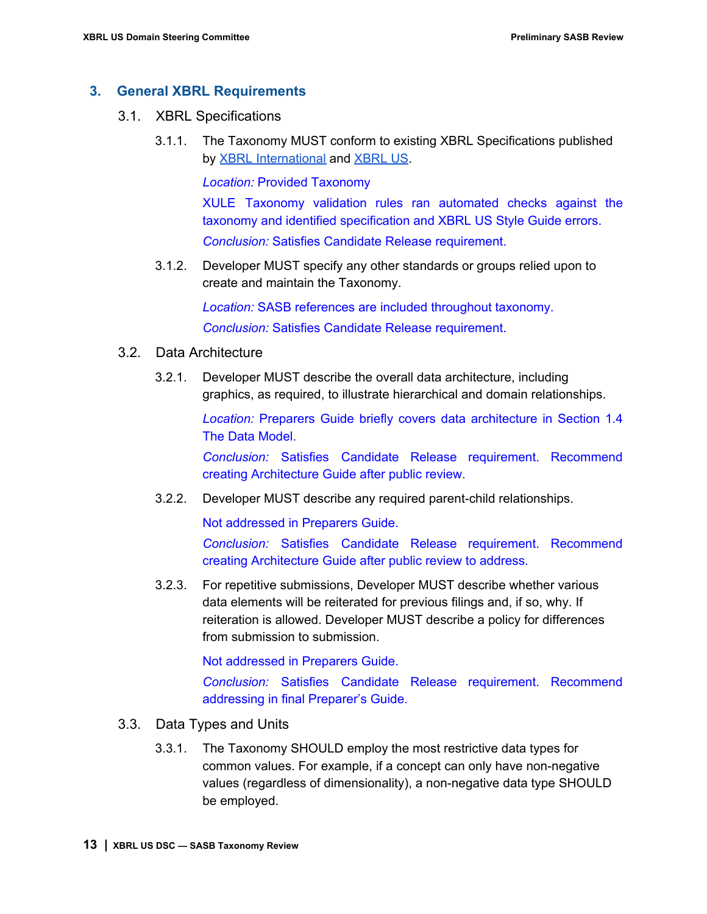## 3. General XBRL Requirements

### 3.1. XBRL Specifications

3.1.1. The Taxonomy MUST conform to existing XBRL Specifications published by XBRL International and XBRL US.

*Location:* Provided Taxonomy

XULE Taxonomy validation rules ran automated checks against the taxonomy and identified specification and XBRL US Style Guide errors.

*Conclusion:* Satisfies Candidate Release requirement.

3.1.2. Developer MUST specify any other standards or groups relied upon to create and maintain the Taxonomy.

*Location:* SASB references are included throughout taxonomy.

*Conclusion:* Satisfies Candidate Release requirement.

### 3.2. Data Architecture

3.2.1. Developer MUST describe the overall data architecture, including graphics, as required, to illustrate hierarchical and domain relationships.

*Location:* Preparers Guide briefly covers data architecture in Section 1.4 The Data Model.

*Conclusion:* Satisfies Candidate Release requirement. Recommend creating Architecture Guide after public review.

3.2.2. Developer MUST describe any required parent-child relationships.

Not addressed in Preparers Guide.

*Conclusion:* Satisfies Candidate Release requirement. Recommend creating Architecture Guide after public review to address.

3.2.3. For repetitive submissions, Developer MUST describe whether various data elements will be reiterated for previous filings and, if so, why. If reiteration is allowed. Developer MUST describe a policy for differences from submission to submission.

Not addressed in Preparers Guide.

*Conclusion:* Satisfies Candidate Release requirement. Recommend addressing in final Preparer's Guide.

### 3.3. Data Types and Units

3.3.1. The Taxonomy SHOULD employ the most restrictive data types for common values. For example, if a concept can only have non-negative values (regardless of dimensionality), a non-negative data type SHOULD be employed.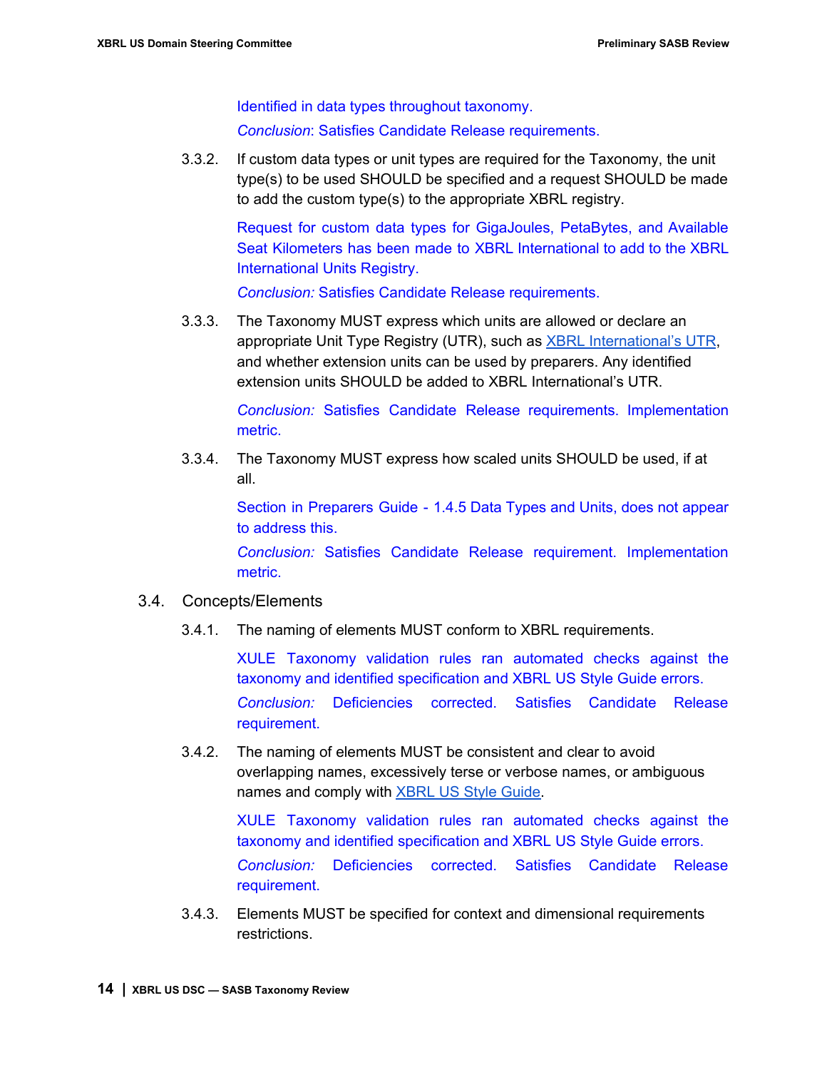Identified in data types throughout taxonomy.

*Conclusion*: Satisfies Candidate Release requirements.

3.3.2. If custom data types or unit types are required for the Taxonomy, the unit type(s) to be used SHOULD be specified and a request SHOULD be made to add the custom type(s) to the appropriate XBRL registry.

Request for custom data types for GigaJoules, PetaBytes, and Available Seat Kilometers has been made to XBRL International to add to the XBRL International Units Registry.

*Conclusion:* Satisfies Candidate Release requirements.

3.3.3. The Taxonomy MUST express which units are allowed or declare an appropriate Unit Type Registry (UTR), such as [XBRL International's UTR](), and whether extension units can be used by preparers. Any identified extension units SHOULD be added to XBRL International's UTR.

*Conclusion:* Satisfies Candidate Release requirements. Implementation metric.

3.3.4. The Taxonomy MUST express how scaled units SHOULD be used, if at all.

Section in Preparers Guide - 1.4.5 Data Types and Units, does not appear to address this.

*Conclusion:* Satisfies Candidate Release requirement. Implementation metric.

## 3.4. Concepts/Elements

3.4.1. The naming of elements MUST conform to XBRL requirements.

XULE Taxonomy validation rules ran automated checks against the taxonomy and identified specification and XBRL US Style Guide errors.

*Conclusion:* Deficiencies corrected. Satisfies Candidate Release requirement.

3.4.2. The naming of elements MUST be consistent and clear to avoid overlapping names, excessively terse or verbose names, or ambiguous names and comply with [XBRL US Style Guide]().

XULE Taxonomy validation rules ran automated checks against the taxonomy and identified specification and XBRL US Style Guide errors.

*Conclusion:* Deficiencies corrected. Satisfies Candidate Release requirement.

3.4.3. Elements MUST be specified for context and dimensional requirements restrictions.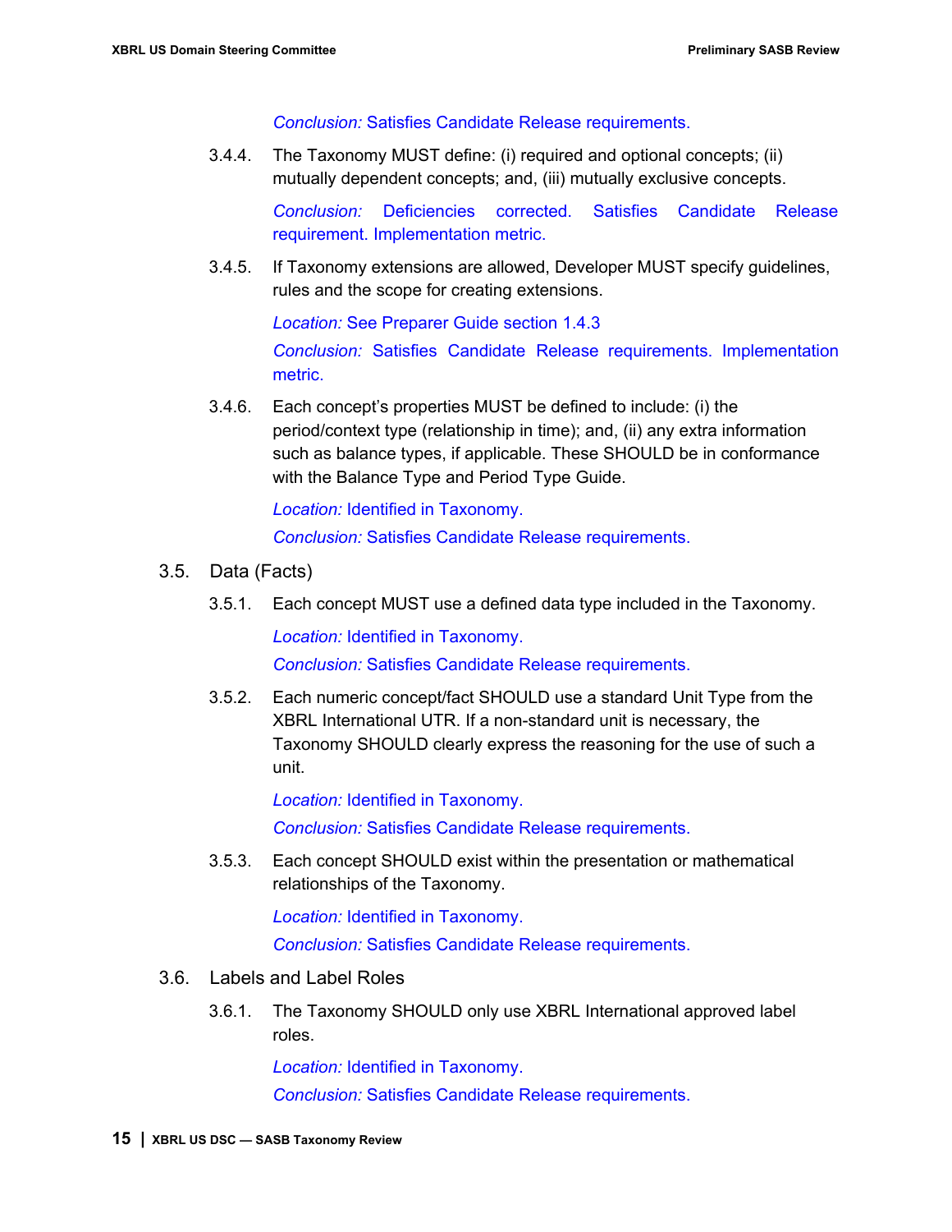*Conclusion:* Satisfies Candidate Release requirements.

3.4.4. The Taxonomy MUST define: (i) required and optional concepts; (ii) mutually dependent concepts; and, (iii) mutually exclusive concepts.

*Conclusion:* Deficiencies corrected. Satisfies Candidate Release requirement. Implementation metric.

3.4.5. If Taxonomy extensions are allowed, Developer MUST specify guidelines, rules and the scope for creating extensions.

*Location:* See Preparer Guide section 1.4.3

*Conclusion:* Satisfies Candidate Release requirements. Implementation metric.

3.4.6. Each concept's properties MUST be defined to include: (i) the period/context type (relationship in time); and, (ii) any extra information such as balance types, if applicable. These SHOULD be in conformance with the Balance Type and Period Type Guide.

*Location:* Identified in Taxonomy.

*Conclusion:* Satisfies Candidate Release requirements.

## 3.5. Data (Facts)

3.5.1. Each concept MUST use a defined data type included in the Taxonomy.

*Location:* Identified in Taxonomy.

*Conclusion:* Satisfies Candidate Release requirements.

3.5.2. Each numeric concept/fact SHOULD use a standard Unit Type from the XBRL International UTR. If a non-standard unit is necessary, the Taxonomy SHOULD clearly express the reasoning for the use of such a unit.

*Location:* Identified in Taxonomy.

*Conclusion:* Satisfies Candidate Release requirements.

3.5.3. Each concept SHOULD exist within the presentation or mathematical relationships of the Taxonomy.

*Location:* Identified in Taxonomy.

*Conclusion:* Satisfies Candidate Release requirements.

## 3.6. Labels and Label Roles

3.6.1. The Taxonomy SHOULD only use XBRL International approved label roles.

*Location:* Identified in Taxonomy.

*Conclusion:* Satisfies Candidate Release requirements.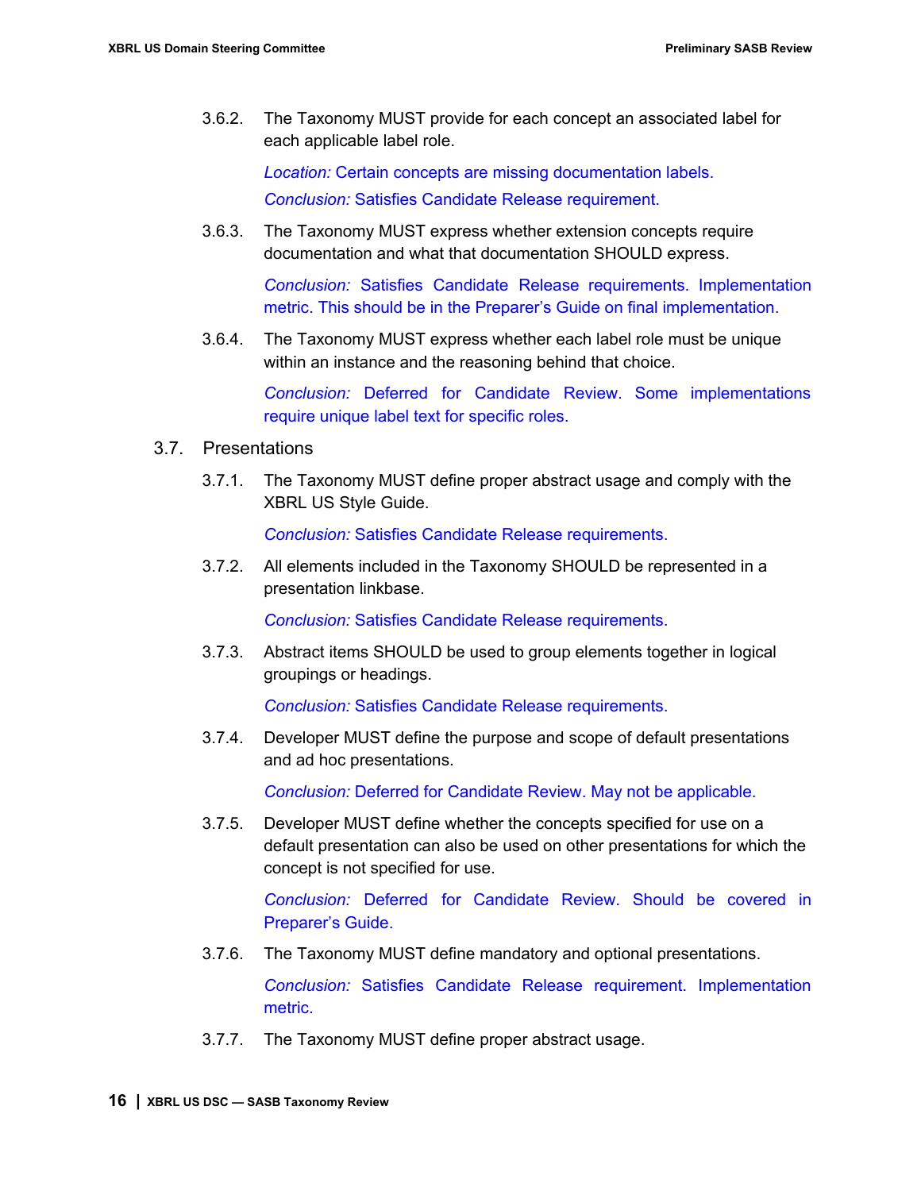3.6.2. The Taxonomy MUST provide for each concept an associated label for each applicable label role.

*Location:* Certain concepts are missing documentation labels.

*Conclusion:* Satisfies Candidate Release requirement.

3.6.3. The Taxonomy MUST express whether extension concepts require documentation and what that documentation SHOULD express.

*Conclusion:* Satisfies Candidate Release requirements. Implementation metric. This should be in the Preparer's Guide on final implementation.

3.6.4. The Taxonomy MUST express whether each label role must be unique within an instance and the reasoning behind that choice.

*Conclusion:* Deferred for Candidate Review. Some implementations require unique label text for specific roles.

## 3.7. Presentations

3.7.1. The Taxonomy MUST define proper abstract usage and comply with the XBRL US Style Guide.

*Conclusion:* Satisfies Candidate Release requirements.

3.7.2. All elements included in the Taxonomy SHOULD be represented in a presentation linkbase.

*Conclusion:* Satisfies Candidate Release requirements.

3.7.3. Abstract items SHOULD be used to group elements together in logical groupings or headings.

*Conclusion:* Satisfies Candidate Release requirements.

3.7.4. Developer MUST define the purpose and scope of default presentations and ad hoc presentations.

*Conclusion:* Deferred for Candidate Review. May not be applicable.

3.7.5. Developer MUST define whether the concepts specified for use on a default presentation can also be used on other presentations for which the concept is not specified for use.

*Conclusion:* Deferred for Candidate Review. Should be covered in Preparer's Guide.

3.7.6. The Taxonomy MUST define mandatory and optional presentations.

*Conclusion:* Satisfies Candidate Release requirement. Implementation metric.

3.7.7. The Taxonomy MUST define proper abstract usage.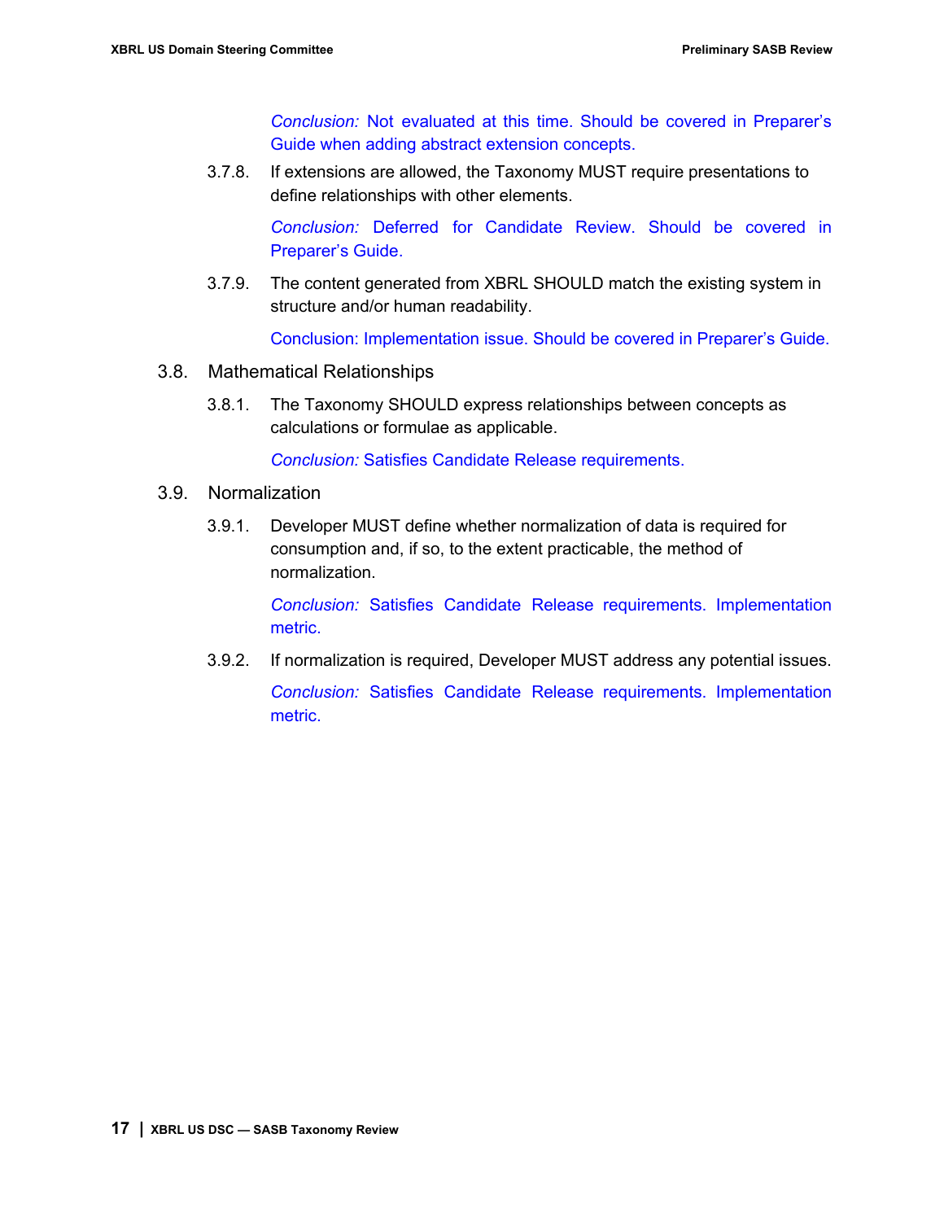*Conclusion:* Not evaluated at this time. Should be covered in Preparer's Guide when adding abstract extension concepts.

3.7.8. If extensions are allowed, the Taxonomy MUST require presentations to define relationships with other elements.

*Conclusion:* Deferred for Candidate Review. Should be covered in Preparer's Guide.

3.7.9. The content generated from XBRL SHOULD match the existing system in structure and/or human readability.

Conclusion: Implementation issue. Should be covered in Preparer's Guide.

## 3.8. Mathematical Relationships

3.8.1. The Taxonomy SHOULD express relationships between concepts as calculations or formulae as applicable.

*Conclusion:* Satisfies Candidate Release requirements.

## 3.9. Normalization

3.9.1. Developer MUST define whether normalization of data is required for consumption and, if so, to the extent practicable, the method of normalization.

*Conclusion:* Satisfies Candidate Release requirements. Implementation metric.

3.9.2. If normalization is required, Developer MUST address any potential issues.

*Conclusion:* Satisfies Candidate Release requirements. Implementation metric.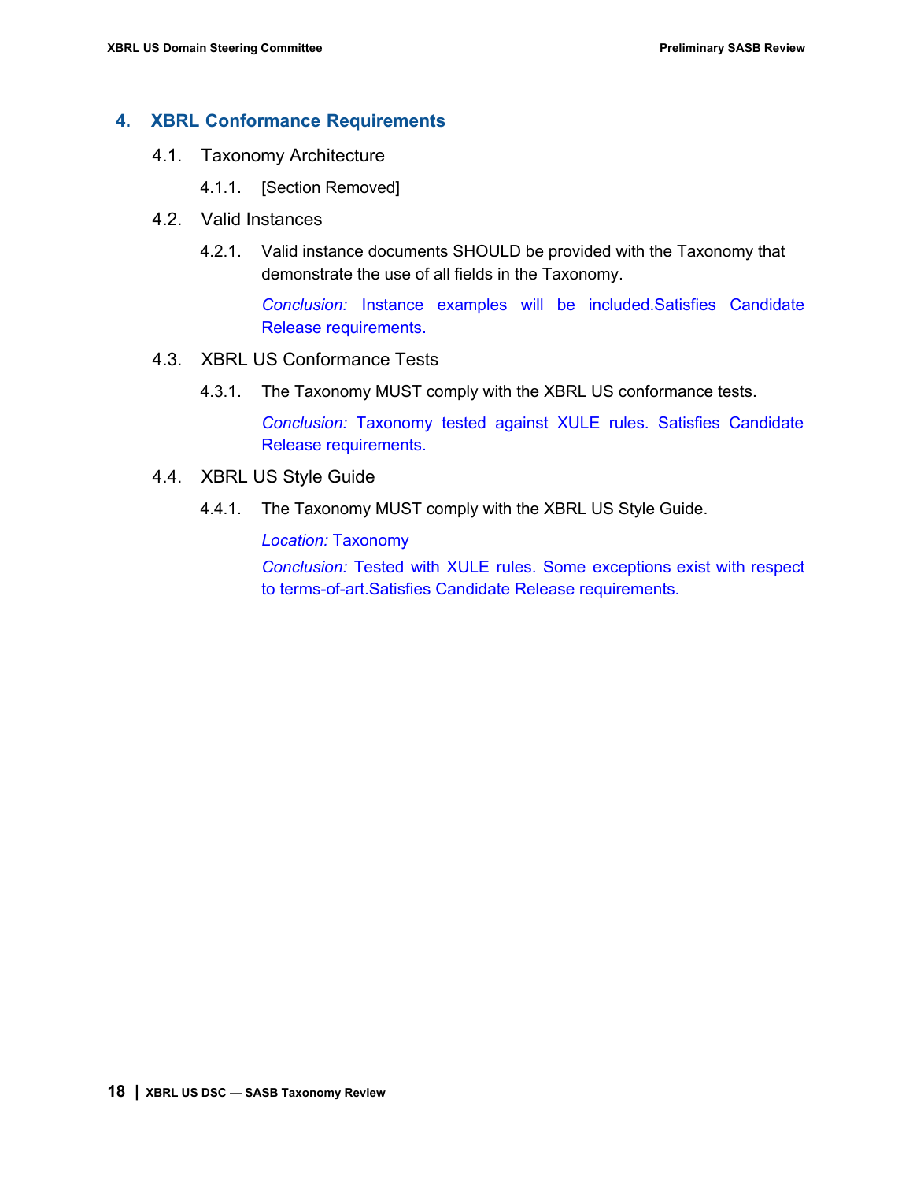## 4. XBRL Conformance Requirements

### 4.1. Taxonomy Architecture

4.1.1. [Section Removed]

### 4.2. Valid Instances

4.2.1. Valid instance documents SHOULD be provided with the Taxonomy that demonstrate the use of all fields in the Taxonomy.

*Conclusion:* Instance examples will be included.Satisfies Candidate Release requirements.

### 4.3. XBRL US Conformance Tests

4.3.1. The Taxonomy MUST comply with the XBRL US conformance tests.

*Conclusion:* Taxonomy tested against XULE rules. Satisfies Candidate Release requirements.

### 4.4. XBRL US Style Guide

4.4.1. The Taxonomy MUST comply with the XBRL US Style Guide.

*Location:* Taxonomy

*Conclusion:* Tested with XULE rules. Some exceptions exist with respect to terms-of-art.Satisfies Candidate Release requirements.